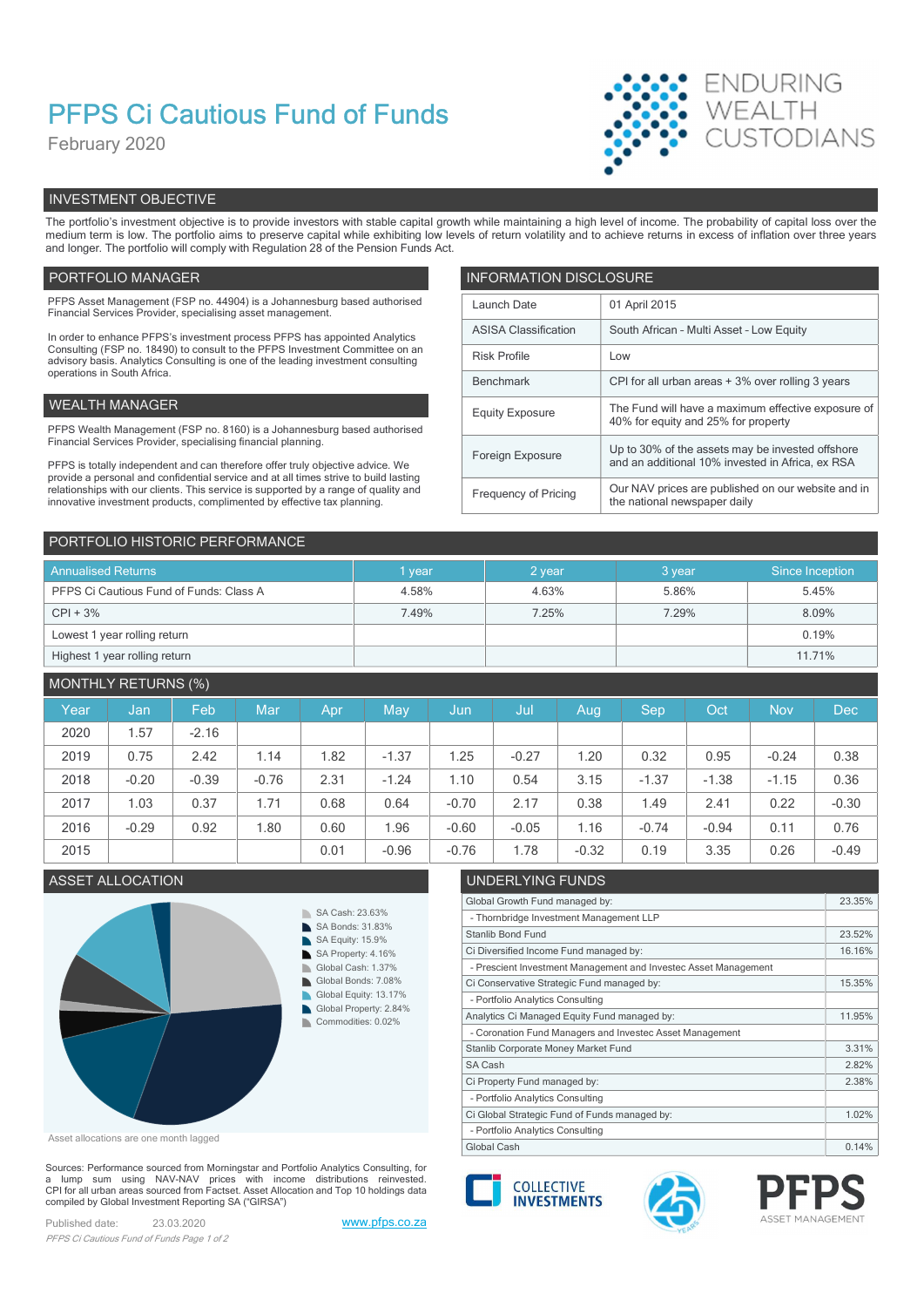# PFPS Ci Cautious Fund of Funds

February 2020

ENDURING WEALTH CUSTODIANS

## INVESTMENT OBJECTIVE

The portfolio's investment objective is to provide investors with stable capital growth while maintaining a high level of income. The probability of capital loss over the medium term is low. The portfolio aims to preserve capital while exhibiting low levels of return volatility and to achieve returns in excess of inflation over three years and longer. The portfolio will comply with Regulation 28 of the Pension Funds Act.

## PORTFOLIO MANAGER

PFPS Asset Management (FSP no. 44904) is a Johannesburg based authorised Financial Services Provider, specialising asset management.

In order to enhance PFPS's investment process PFPS has appointed Analytics Consulting (FSP no. 18490) to consult to the PFPS Investment Committee on an advisory basis. Analytics Consulting is one of the leading investment consulting operations in South Africa.

## WEALTH MANAGER

PFPS Wealth Management (FSP no. 8160) is a Johannesburg based authorised Financial Services Provider, specialising financial planning.

PFPS is totally independent and can therefore offer truly objective advice. We provide a personal and confidential service and at all times strive to build lasting relationships with our clients. This service is supported by a range of quality and innovative investment products, complimented by effective tax planning.

## INFORMATION DISCLOSURE

| | |
|---|---|
| Launch Date | 01 April 2015 |
| ASISA Classification | South African - Multi Asset - Low Equity |
| Risk Profile | Low |
| Benchmark | CPI for all urban areas + 3% over rolling 3 years |
| Equity Exposure | The Fund will have a maximum effective exposure of 40% for equity and 25% for property |
| Foreign Exposure | Up to 30% of the assets may be invested offshore and an additional 10% invested in Africa, ex RSA |
| Frequency of Pricing | Our NAV prices are published on our website and in the national newspaper daily |

## PORTFOLIO HISTORIC PERFORMANCE

| Annualised Returns | 1 year | 2 year | 3 year | Since Inception |
|---|---|---|---|---|
| PFPS Ci Cautious Fund of Funds: Class A | 4.58% | 4.63% | 5.86% | 5.45% |
| CPI + 3% | 7.49% | 7.25% | 7.29% | 8.09% |
| Lowest 1 year rolling return | | | | 0.19% |
| Highest 1 year rolling return | | | | 11.71% |

## MONTHLY RETURNS (%)

| Year | Jan | Feb | Mar | Apr | May | Jun | Jul | Aug | Sep | Oct | Nov | Dec |
|---|---|---|---|---|---|---|---|---|---|---|---|---|
| 2020 | 1.57 | -2.16 | | | | | | | | | | |
| 2019 | 0.75 | 2.42 | 1.14 | 1.82 | -1.37 | 1.25 | -0.27 | 1.20 | 0.32 | 0.95 | -0.24 | 0.38 |
| 2018 | -0.20 | -0.39 | -0.76 | 2.31 | -1.24 | 1.10 | 0.54 | 3.15 | -1.37 | -1.38 | -1.15 | 0.36 |
| 2017 | 1.03 | 0.37 | 1.71 | 0.68 | 0.64 | -0.70 | 2.17 | 0.38 | 1.49 | 2.41 | 0.22 | -0.30 |
| 2016 | -0.29 | 0.92 | 1.80 | 0.60 | 1.96 | -0.60 | -0.05 | 1.16 | -0.74 | -0.94 | 0.11 | 0.76 |
| 2015 | | | | 0.01 | -0.96 | -0.76 | 1.78 | -0.32 | 0.19 | 3.35 | 0.26 | -0.49 |

## ASSET ALLOCATION

- SA Cash: 23.63%
- SA Bonds: 31.83%
- SA Equity: 15.9%
- SA Property: 4.16%
- Global Cash: 1.37%
- Global Bonds: 7.08%
- Global Equity: 13.17%
- Global Property: 2.84%
- Commodities: 0.02%

Asset allocations are one month lagged

## UNDERLYING FUNDS

| | |
|---|---|
| Global Growth Fund managed by: | 23.35% |
| - Thornbridge Investment Management LLP | |
| Stanlib Bond Fund | 23.52% |
| Ci Diversified Income Fund managed by: | 16.16% |
| - Prescient Investment Management and Investec Asset Management | |
| Ci Conservative Strategic Fund managed by: | 15.35% |
| - Portfolio Analytics Consulting | |
| Analytics Ci Managed Equity Fund managed by: | 11.95% |
| - Coronation Fund Managers and Investec Asset Management | |
| Stanlib Corporate Money Market Fund | 3.31% |
| SA Cash | 2.82% |
| Ci Property Fund managed by: | 2.38% |
| - Portfolio Analytics Consulting | |
| Ci Global Strategic Fund of Funds managed by: | 1.02% |
| - Portfolio Analytics Consulting | |
| Global Cash | 0.14% |

Sources: Performance sourced from Morningstar and Portfolio Analytics Consulting, for a lump sum using NAV-NAV prices with income distributions reinvested. CPI for all urban areas sourced from Factset. Asset Allocation and Top 10 holdings data compiled by Global Investment Reporting SA ("GIRSA")

Published date: 23.03.2020

www.pfps.co.za

COLLECTIVE INVESTMENTS

PFPS ASSET MANAGEMENT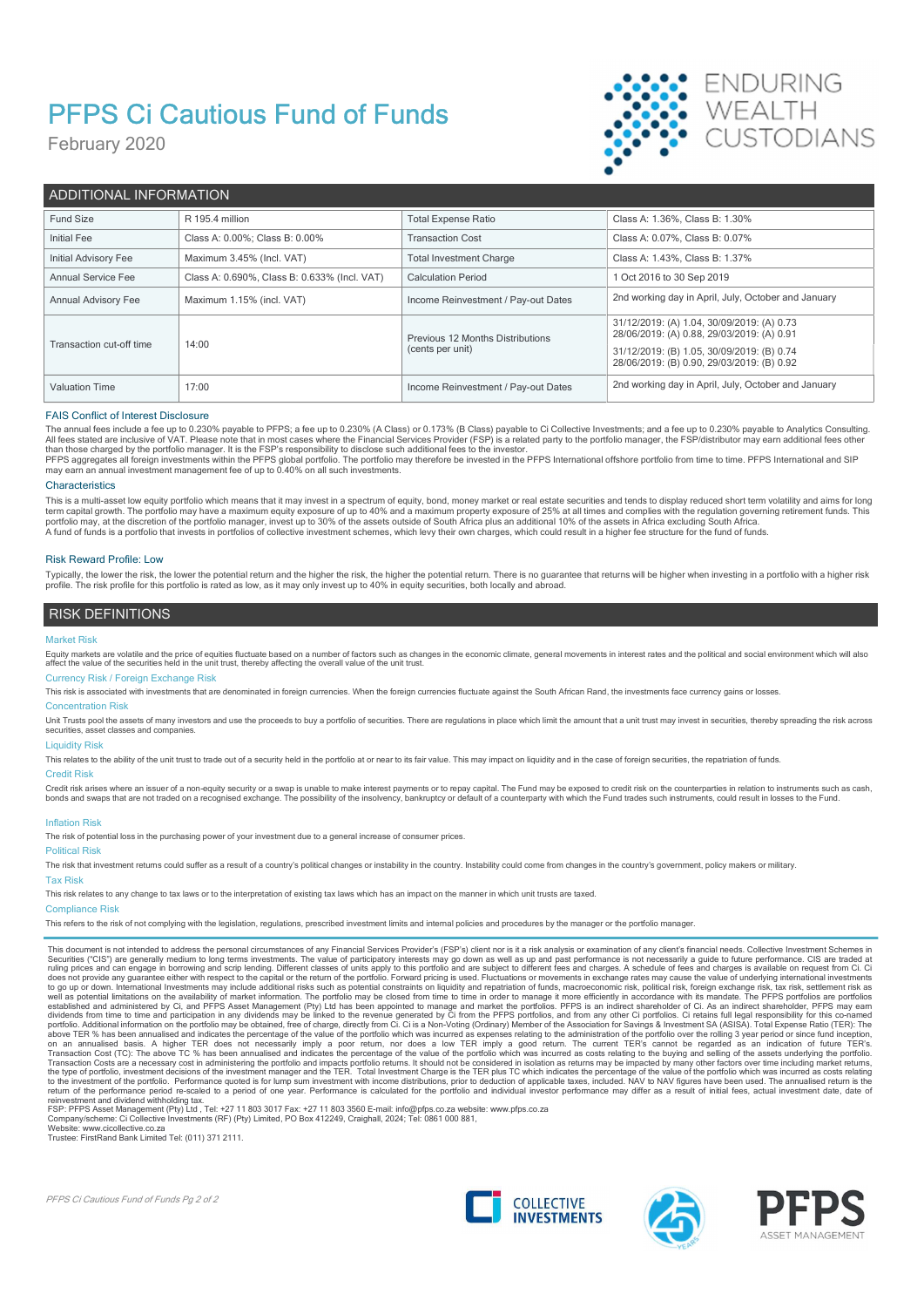# PFPS Ci Cautious Fund of Funds

February 2020

ENDURING WEALTH CUSTODIANS

## ADDITIONAL INFORMATION

| | | | |
|---|---|---|---|
| Fund Size | R 195.4 million | Total Expense Ratio | Class A: 1.36%, Class B: 1.30% |
| Initial Fee | Class A: 0.00%; Class B: 0.00% | Transaction Cost | Class A: 0.07%, Class B: 0.07% |
| Initial Advisory Fee | Maximum 3.45% (Incl. VAT) | Total Investment Charge | Class A: 1.43%, Class B: 1.37% |
| Annual Service Fee | Class A: 0.690%, Class B: 0.633% (Incl. VAT) | Calculation Period | 1 Oct 2016 to 30 Sep 2019 |
| Annual Advisory Fee | Maximum 1.15% (incl. VAT) | Income Reinvestment / Pay-out Dates | 2nd working day in April, July, October and January |
| Transaction cut-off time | 14:00 | Previous 12 Months Distributions (cents per unit) | 31/12/2019: (A) 1.04, 30/09/2019: (A) 0.73 28/06/2019: (A) 0.88, 29/03/2019: (A) 0.91 31/12/2019: (B) 1.05, 30/09/2019: (B) 0.74 28/06/2019: (B) 0.90, 29/03/2019: (B) 0.92 |
| Valuation Time | 17:00 | Income Reinvestment / Pay-out Dates | 2nd working day in April, July, October and January |

### FAIS Conflict of Interest Disclosure

The annual fees include a fee up to 0.230% payable to PFPS; a fee up to 0.230% (A Class) or 0.173% (B Class) payable to Ci Collective Investments; and a fee up to 0.230% payable to Analytics Consulting. All fees stated are inclusive of VAT. Please note that in most cases where the Financial Services Provider (FSP) is a related party to the portfolio manager, the FSP/distributor may earn additional fees other than those charged by the portfolio manager. It is the FSP's responsibility to disclose such additional fees to the investor.
PFPS aggregates all foreign investments within the PFPS global portfolio. The portfolio may therefore be invested in the PFPS International offshore portfolio from time to time. PFPS International and SIP may earn an annual investment management fee of up to 0.40% on all such investments.

### Characteristics

This is a multi-asset low equity portfolio which means that it may invest in a spectrum of equity, bond, money market or real estate securities and tends to display reduced short term volatility and aims for long term capital growth. The portfolio may have a maximum equity exposure of up to 40% and a maximum property exposure of 25% at all times and complies with the regulation governing retirement funds. This portfolio may, at the discretion of the portfolio manager, invest up to 30% of the assets outside of South Africa plus an additional 10% of the assets in Africa excluding South Africa.
A fund of funds is a portfolio that invests in portfolios of collective investment schemes, which levy their own charges, which could result in a higher fee structure for the fund of funds.

### Risk Reward Profile: Low

Typically, the lower the risk, the lower the potential return and the higher the risk, the higher the potential return. There is no guarantee that returns will be higher when investing in a portfolio with a higher risk profile. The risk profile for this portfolio is rated as low, as it may only invest up to 40% in equity securities, both locally and abroad.

## RISK DEFINITIONS

### Market Risk

Equity markets are volatile and the price of equities fluctuate based on a number of factors such as changes in the economic climate, general movements in interest rates and the political and social environment which will also affect the value of the securities held in the unit trust, thereby affecting the overall value of the unit trust.

### Currency Risk / Foreign Exchange Risk

This risk is associated with investments that are denominated in foreign currencies. When the foreign currencies fluctuate against the South African Rand, the investments face currency gains or losses.

### Concentration Risk

Unit Trusts pool the assets of many investors and use the proceeds to buy a portfolio of securities. There are regulations in place which limit the amount that a unit trust may invest in securities, thereby spreading the risk across securities, asset classes and companies.

### Liquidity Risk

This relates to the ability of the unit trust to trade out of a security held in the portfolio at or near to its fair value. This may impact on liquidity and in the case of foreign securities, the repatriation of funds.

### Credit Risk

Credit risk arises where an issuer of a non-equity security or a swap is unable to make interest payments or to repay capital. The Fund may be exposed to credit risk on the counterparties in relation to instruments such as cash, bonds and swaps that are not traded on a recognised exchange. The possibility of the insolvency, bankruptcy or default of a counterparty with which the Fund trades such instruments, could result in losses to the Fund.

### Inflation Risk

The risk of potential loss in the purchasing power of your investment due to a general increase of consumer prices.

### Political Risk

The risk that investment returns could suffer as a result of a country's political changes or instability in the country. Instability could come from changes in the country's government, policy makers or military.

### Tax Risk

This risk relates to any change to tax laws or to the interpretation of existing tax laws which has an impact on the manner in which unit trusts are taxed.

### Compliance Risk

This refers to the risk of not complying with the legislation, regulations, prescribed investment limits and internal policies and procedures by the manager or the portfolio manager.

This document is not intended to address the personal circumstances of any Financial Services Provider's (FSP's) client nor is it a risk analysis or examination of any client's financial needs. Collective Investment Schemes in Securities ("CIS") are generally medium to long terms investments. The value of participatory interests may go down as well as up and past performance is not necessarily a guide to future performance. CIS are traded at ruling prices and can engage in borrowing and scrip lending. Different classes of units apply to this portfolio and are subject to different fees and charges. A schedule of fees and charges is available on request from Ci. Ci does not provide any guarantee either with respect to the capital or the return of the portfolio. Forward pricing is used. Fluctuations or movements in exchange rates may cause the value of underlying international investments to go up or down. International Investments may include additional risks such as potential constraints on liquidity and repatriation of funds, macroeconomic risk, political risk, foreign exchange risk, tax risk, settlement risk as well as potential limitations on the availability of market information. The portfolio may be closed from time to time in order to manage it more efficiently in accordance with its mandate. The PFPS portfolios are portfolios established and administered by Ci, and PFPS Asset Management (Pty) Ltd has been appointed to manage and market the portfolios. PFPS is an indirect shareholder of Ci. As an indirect shareholder, PFPS may earn dividends from time to time and participation in any dividends may be linked to the revenue generated by Ci from the PFPS portfolios, and from any other Ci portfolios. Ci retains full legal responsibility for this co-named portfolio. Additional information on the portfolio may be obtained, free of charge, directly from Ci. Ci is a Non-Voting (Ordinary) Member of the Association for Savings & Investment SA (ASISA). Total Expense Ratio (TER): The above TER % has been annualised and indicates the percentage of the value of the portfolio which was incurred as expenses relating to the administration of the portfolio over the rolling 3 year period or since fund inception, on an annualised basis. A higher TER does not necessarily imply a poor return, nor does a low TER imply a good return. The current TER's cannot be regarded as an indication of future TER's. Transaction Cost (TC): The above TC % has been annualised and indicates the percentage of the value of the portfolio which was incurred as costs relating to the buying and selling of the assets underlying the portfolio. Transaction Costs are a necessary cost in administering the portfolio and impacts portfolio returns. It should not be considered in isolation as returns may be impacted by many other factors over time including market returns, the type of portfolio, investment decisions of the investment manager and the TER. Total Investment Charge is the TER plus TC which indicates the percentage of the value of the portfolio which was incurred as costs relating to the investment of the portfolio. Performance quoted is for lump sum investment with income distributions, prior to deduction of applicable taxes, included. NAV to NAV figures have been used. The annualised return is the return of the performance period re-scaled to a period of one year. Performance is calculated for the portfolio and individual investor performance may differ as a result of initial fees, actual investment date, date of reinvestment and dividend withholding tax.
FSP: PFPS Asset Management (Pty) Ltd , Tel: +27 11 803 3017 Fax: +27 11 803 3560 E-mail: info@pfps.co.za website: www.pfps.co.za
Company/scheme: Ci Collective Investments (RF) (Pty) Limited, PO Box 412249, Craighall, 2024; Tel: 0861 000 881,
Website: www.cicollective.co.za
Trustee: FirstRand Bank Limited Tel: (011) 371 2111.

COLLECTIVE INVESTMENTS

PFPS ASSET MANAGEMENT